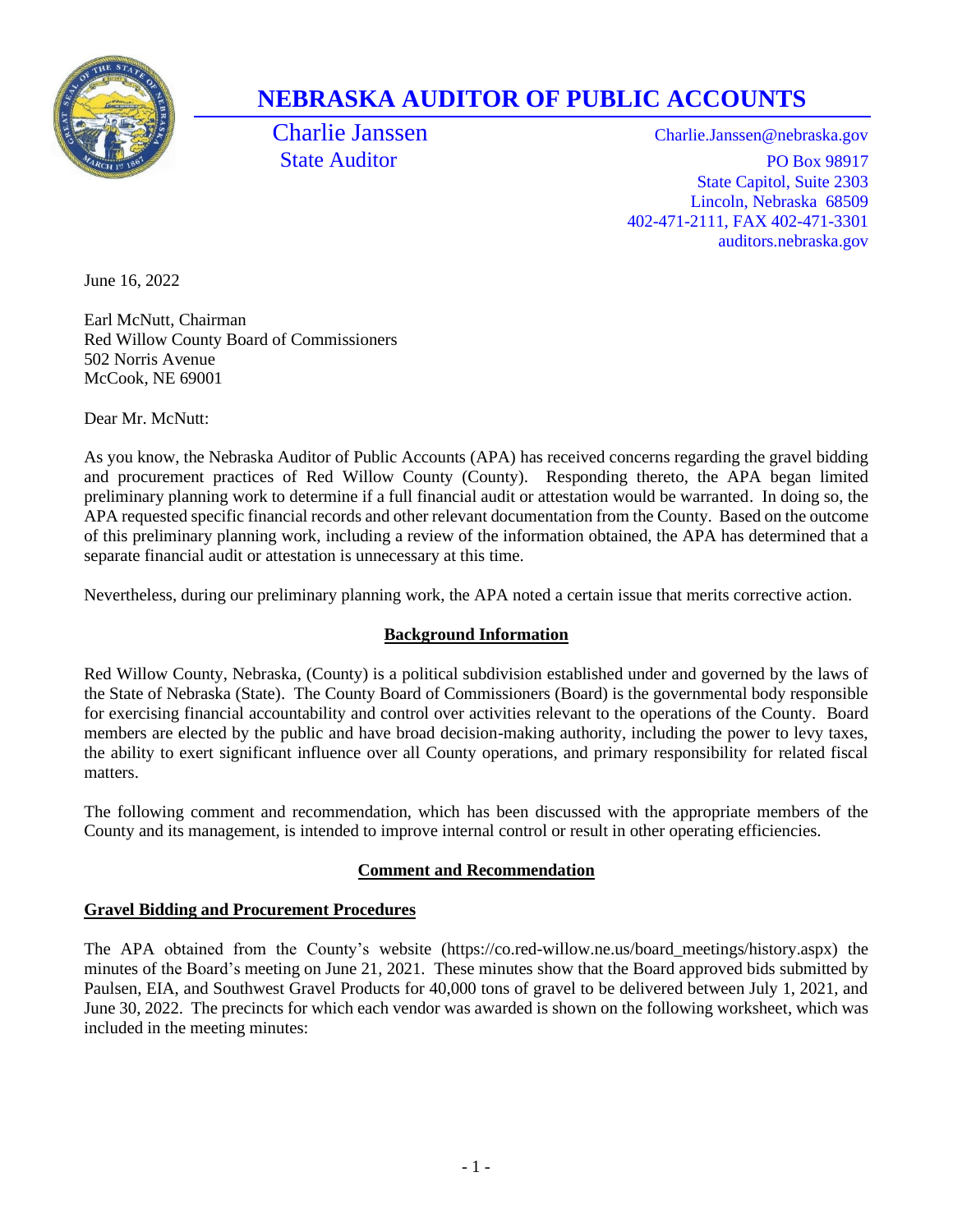# NEBRASKA AUDITOR OF PUBLIC ACCOUNTS

Charlie Janssen
State Auditor

Charlie.Janssen@nebraska.gov
PO Box 98917
State Capitol, Suite 2303
Lincoln, Nebraska 68509
402-471-2111, FAX 402-471-3301
auditors.nebraska.gov

June 16, 2022

Earl McNutt, Chairman
Red Willow County Board of Commissioners
502 Norris Avenue
McCook, NE 69001

Dear Mr. McNutt:

As you know, the Nebraska Auditor of Public Accounts (APA) has received concerns regarding the gravel bidding and procurement practices of Red Willow County (County). Responding thereto, the APA began limited preliminary planning work to determine if a full financial audit or attestation would be warranted. In doing so, the APA requested specific financial records and other relevant documentation from the County. Based on the outcome of this preliminary planning work, including a review of the information obtained, the APA has determined that a separate financial audit or attestation is unnecessary at this time.

Nevertheless, during our preliminary planning work, the APA noted a certain issue that merits corrective action.

## Background Information

Red Willow County, Nebraska, (County) is a political subdivision established under and governed by the laws of the State of Nebraska (State). The County Board of Commissioners (Board) is the governmental body responsible for exercising financial accountability and control over activities relevant to the operations of the County. Board members are elected by the public and have broad decision-making authority, including the power to levy taxes, the ability to exert significant influence over all County operations, and primary responsibility for related fiscal matters.

The following comment and recommendation, which has been discussed with the appropriate members of the County and its management, is intended to improve internal control or result in other operating efficiencies.

## Comment and Recommendation

### Gravel Bidding and Procurement Procedures

The APA obtained from the County's website (https://co.red-willow.ne.us/board_meetings/history.aspx) the minutes of the Board's meeting on June 21, 2021. These minutes show that the Board approved bids submitted by Paulsen, EIA, and Southwest Gravel Products for 40,000 tons of gravel to be delivered between July 1, 2021, and June 30, 2022. The precincts for which each vendor was awarded is shown on the following worksheet, which was included in the meeting minutes: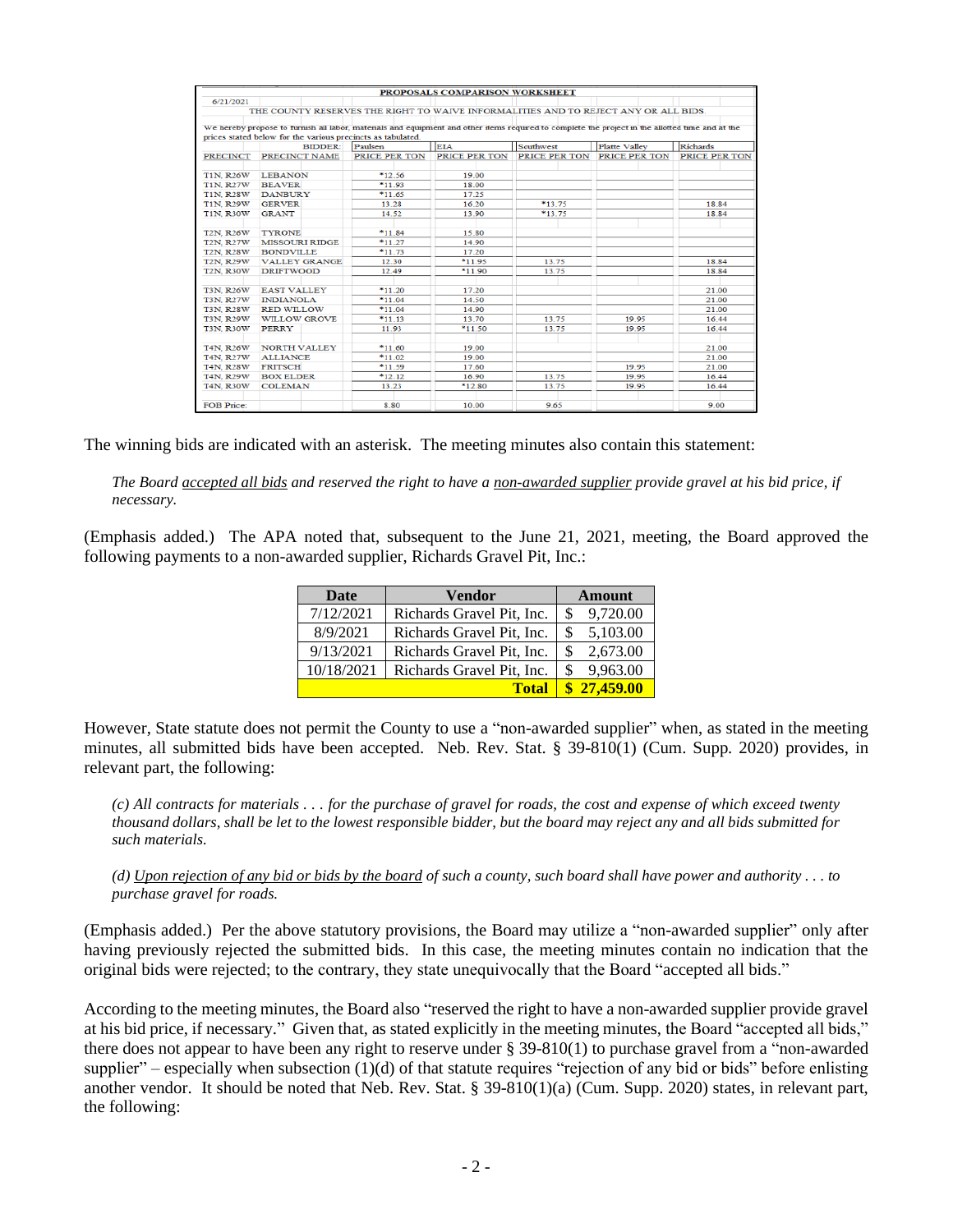| PROPOSALS COMPARISON WORKSHEET | | | | | | |
|---|---|---|---|---|---|---|
| 6/21/2021 | | | | | | |
| THE COUNTY RESERVES THE RIGHT TO WAIVE INFORMALITIES AND TO REJECT ANY OR ALL BIDS | | | | | | |
| We hereby propose to furnish all labor, materials and equipment and other items required to complete the project in the allotted time and at the prices stated below for the various precincts as tabulated. | | | | | | |
| | BIDDER: | Paulsen | EIA | Southwest | Platte Valley | Richards |
| PRECINCT | PRECINCT NAME | PRICE PER TON | PRICE PER TON | PRICE PER TON | PRICE PER TON | PRICE PER TON |
| T1N, R26W | LEBANON | *12.56 | 19.00 | | | |
| T1N, R27W | BEAVER | *11.93 | 18.00 | | | |
| T1N, R28W | DANBURY | *11.65 | 17.25 | | | |
| T1N, R29W | GERVER | 13.28 | 16.20 | *13.75 | | 18.84 |
| T1N, R30W | GRANT | 14.52 | 13.90 | *13.75 | | 18.84 |
| T2N, R26W | TYRONE | *11.84 | 15.80 | | | |
| T2N, R27W | MISSOURI RIDGE | *11.27 | 14.90 | | | |
| T2N, R28W | BONDVILLE | *11.73 | 17.20 | | | |
| T2N, R29W | VALLEY GRANGE | 12.30 | *11.95 | 13.75 | | 18.84 |
| T2N, R30W | DRIFTWOOD | 12.49 | *11.90 | 13.75 | | 18.84 |
| T3N, R26W | EAST VALLEY | *11.20 | 17.20 | | | 21.00 |
| T3N, R27W | INDIANOLA | *11.04 | 14.50 | | | 21.00 |
| T3N, R28W | RED WILLOW | *11.04 | 14.90 | | | 21.00 |
| T3N, R29W | WILLOW GROVE | *11.13 | 13.70 | 13.75 | 19.95 | 16.44 |
| T3N, R30W | PERRY | 11.93 | *11.50 | 13.75 | 19.95 | 16.44 |
| T4N, R26W | NORTH VALLEY | *11.60 | 19.00 | | | 21.00 |
| T4N, R27W | ALLIANCE | *11.02 | 19.00 | | | 21.00 |
| T4N, R28W | FRITSCH | *11.59 | 17.60 | | 19.95 | 21.00 |
| T4N, R29W | BOX ELDER | *12.12 | 16.90 | 13.75 | 19.95 | 16.44 |
| T4N, R30W | COLEMAN | 13.23 | *12.80 | 13.75 | 19.95 | 16.44 |
| FOB Price: | | 8.80 | 10.00 | 9.65 | | 9.00 |

The winning bids are indicated with an asterisk. The meeting minutes also contain this statement:

> *The Board accepted all bids and reserved the right to have a non-awarded supplier provide gravel at his bid price, if necessary.*

(Emphasis added.) The APA noted that, subsequent to the June 21, 2021, meeting, the Board approved the following payments to a non-awarded supplier, Richards Gravel Pit, Inc.:

| Date | Vendor | Amount |
|---|---|---|
| 7/12/2021 | Richards Gravel Pit, Inc. | $ 9,720.00 |
| 8/9/2021 | Richards Gravel Pit, Inc. | $ 5,103.00 |
| 9/13/2021 | Richards Gravel Pit, Inc. | $ 2,673.00 |
| 10/18/2021 | Richards Gravel Pit, Inc. | $ 9,963.00 |
| | **Total** | **$ 27,459.00** |

However, State statute does not permit the County to use a "non-awarded supplier" when, as stated in the meeting minutes, all submitted bids have been accepted. Neb. Rev. Stat. § 39-810(1) (Cum. Supp. 2020) provides, in relevant part, the following:

> *(c) All contracts for materials . . . for the purchase of gravel for roads, the cost and expense of which exceed twenty thousand dollars, shall be let to the lowest responsible bidder, but the board may reject any and all bids submitted for such materials.*
>
> *(d) Upon rejection of any bid or bids by the board of such a county, such board shall have power and authority . . . to purchase gravel for roads.*

(Emphasis added.) Per the above statutory provisions, the Board may utilize a "non-awarded supplier" only after having previously rejected the submitted bids. In this case, the meeting minutes contain no indication that the original bids were rejected; to the contrary, they state unequivocally that the Board "accepted all bids."

According to the meeting minutes, the Board also "reserved the right to have a non-awarded supplier provide gravel at his bid price, if necessary." Given that, as stated explicitly in the meeting minutes, the Board "accepted all bids," there does not appear to have been any right to reserve under § 39-810(1) to purchase gravel from a "non-awarded supplier" – especially when subsection (1)(d) of that statute requires "rejection of any bid or bids" before enlisting another vendor. It should be noted that Neb. Rev. Stat. § 39-810(1)(a) (Cum. Supp. 2020) states, in relevant part, the following: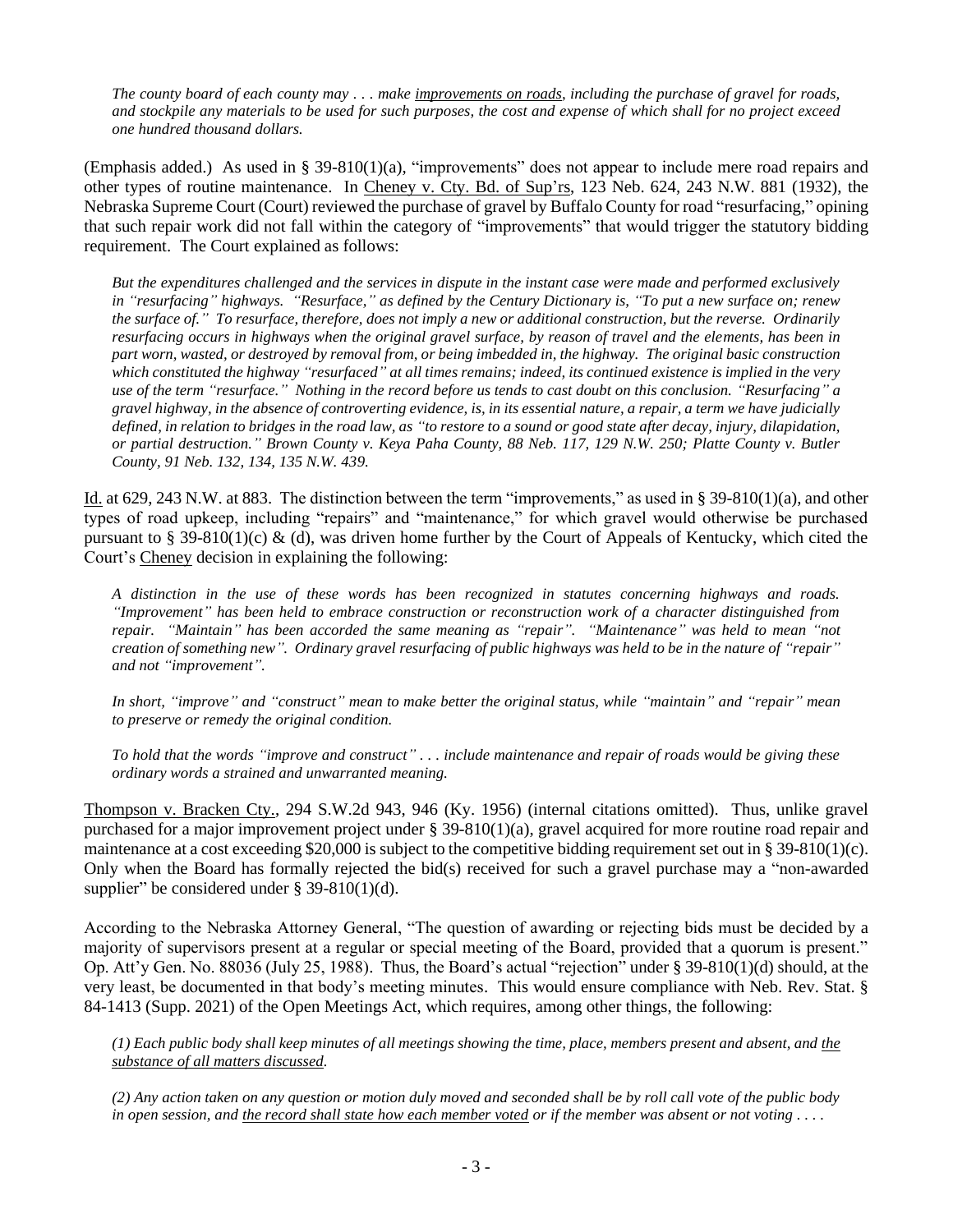*The county board of each county may . . . make <u>improvements on roads</u>, including the purchase of gravel for roads, and stockpile any materials to be used for such purposes, the cost and expense of which shall for no project exceed one hundred thousand dollars.*

(Emphasis added.) As used in § 39-810(1)(a), "improvements" does not appear to include mere road repairs and other types of routine maintenance. In <u>Cheney v. Cty. Bd. of Sup'rs</u>, 123 Neb. 624, 243 N.W. 881 (1932), the Nebraska Supreme Court (Court) reviewed the purchase of gravel by Buffalo County for road "resurfacing," opining that such repair work did not fall within the category of "improvements" that would trigger the statutory bidding requirement. The Court explained as follows:

*But the expenditures challenged and the services in dispute in the instant case were made and performed exclusively in "resurfacing" highways. "Resurface," as defined by the Century Dictionary is, "To put a new surface on; renew the surface of." To resurface, therefore, does not imply a new or additional construction, but the reverse. Ordinarily resurfacing occurs in highways when the original gravel surface, by reason of travel and the elements, has been in part worn, wasted, or destroyed by removal from, or being imbedded in, the highway. The original basic construction which constituted the highway "resurfaced" at all times remains; indeed, its continued existence is implied in the very use of the term "resurface." Nothing in the record before us tends to cast doubt on this conclusion. "Resurfacing" a gravel highway, in the absence of controverting evidence, is, in its essential nature, a repair, a term we have judicially defined, in relation to bridges in the road law, as "to restore to a sound or good state after decay, injury, dilapidation, or partial destruction." Brown County v. Keya Paha County, 88 Neb. 117, 129 N.W. 250; Platte County v. Butler County, 91 Neb. 132, 134, 135 N.W. 439.*

<u>Id.</u> at 629, 243 N.W. at 883. The distinction between the term "improvements," as used in § 39-810(1)(a), and other types of road upkeep, including "repairs" and "maintenance," for which gravel would otherwise be purchased pursuant to § 39-810(1)(c) & (d), was driven home further by the Court of Appeals of Kentucky, which cited the Court's <u>Cheney</u> decision in explaining the following:

*A distinction in the use of these words has been recognized in statutes concerning highways and roads. "Improvement" has been held to embrace construction or reconstruction work of a character distinguished from repair. "Maintain" has been accorded the same meaning as "repair". "Maintenance" was held to mean "not creation of something new". Ordinary gravel resurfacing of public highways was held to be in the nature of "repair" and not "improvement".*

*In short, "improve" and "construct" mean to make better the original status, while "maintain" and "repair" mean to preserve or remedy the original condition.*

*To hold that the words "improve and construct" . . . include maintenance and repair of roads would be giving these ordinary words a strained and unwarranted meaning.*

<u>Thompson v. Bracken Cty.</u>, 294 S.W.2d 943, 946 (Ky. 1956) (internal citations omitted). Thus, unlike gravel purchased for a major improvement project under § 39-810(1)(a), gravel acquired for more routine road repair and maintenance at a cost exceeding $20,000 is subject to the competitive bidding requirement set out in § 39-810(1)(c). Only when the Board has formally rejected the bid(s) received for such a gravel purchase may a "non-awarded supplier" be considered under § 39-810(1)(d).

According to the Nebraska Attorney General, "The question of awarding or rejecting bids must be decided by a majority of supervisors present at a regular or special meeting of the Board, provided that a quorum is present." Op. Att'y Gen. No. 88036 (July 25, 1988). Thus, the Board's actual "rejection" under § 39-810(1)(d) should, at the very least, be documented in that body's meeting minutes. This would ensure compliance with Neb. Rev. Stat. § 84-1413 (Supp. 2021) of the Open Meetings Act, which requires, among other things, the following:

*(1) Each public body shall keep minutes of all meetings showing the time, place, members present and absent, and <u>the substance of all matters discussed</u>.*

*(2) Any action taken on any question or motion duly moved and seconded shall be by roll call vote of the public body in open session, and <u>the record shall state how each member voted</u> or if the member was absent or not voting . . . .*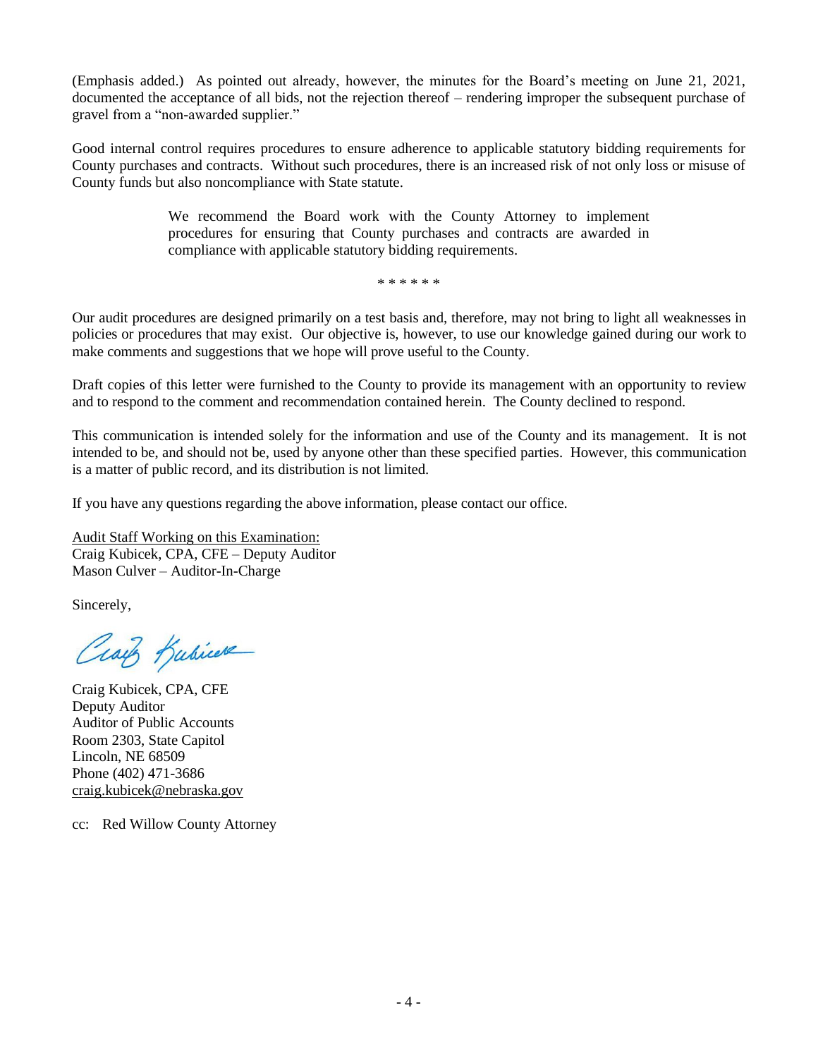(Emphasis added.) As pointed out already, however, the minutes for the Board's meeting on June 21, 2021, documented the acceptance of all bids, not the rejection thereof – rendering improper the subsequent purchase of gravel from a "non-awarded supplier."

Good internal control requires procedures to ensure adherence to applicable statutory bidding requirements for County purchases and contracts. Without such procedures, there is an increased risk of not only loss or misuse of County funds but also noncompliance with State statute.

> We recommend the Board work with the County Attorney to implement procedures for ensuring that County purchases and contracts are awarded in compliance with applicable statutory bidding requirements.

* * * * * *

Our audit procedures are designed primarily on a test basis and, therefore, may not bring to light all weaknesses in policies or procedures that may exist. Our objective is, however, to use our knowledge gained during our work to make comments and suggestions that we hope will prove useful to the County.

Draft copies of this letter were furnished to the County to provide its management with an opportunity to review and to respond to the comment and recommendation contained herein. The County declined to respond.

This communication is intended solely for the information and use of the County and its management. It is not intended to be, and should not be, used by anyone other than these specified parties. However, this communication is a matter of public record, and its distribution is not limited.

If you have any questions regarding the above information, please contact our office.

Audit Staff Working on this Examination:
Craig Kubicek, CPA, CFE – Deputy Auditor
Mason Culver – Auditor-In-Charge

Sincerely,

Craig Kubicek, CPA, CFE
Deputy Auditor
Auditor of Public Accounts
Room 2303, State Capitol
Lincoln, NE 68509
Phone (402) 471-3686
craig.kubicek@nebraska.gov

cc: Red Willow County Attorney